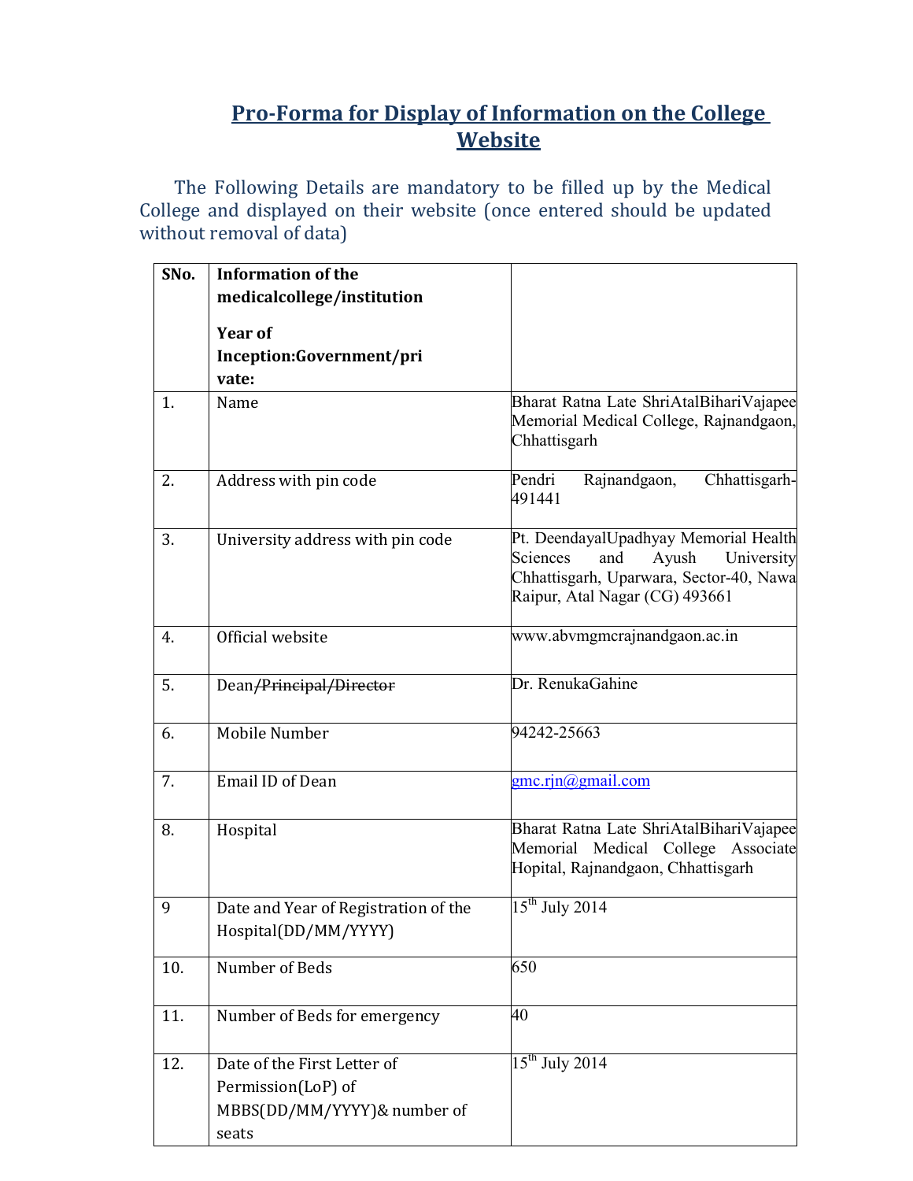# Pro-Forma for Display of Information on the College Website

The Following Details are mandatory to be filled up by the Medical College and displayed on their website (once entered should be updated without removal of data)

| SNo. | Information of the medicalcollege/institution<br><br>Year of Inception:Government/private: | |
|---|---|---|
| 1. | Name | Bharat Ratna Late ShriAtalBihariVajapee Memorial Medical College, Rajnandgaon, Chhattisgarh |
| 2. | Address with pin code | Pendri Rajnandgaon, Chhattisgarh-491441 |
| 3. | University address with pin code | Pt. DeendayalUpadhyay Memorial Health Sciences and Ayush University Chhattisgarh, Uparwara, Sector-40, Nawa Raipur, Atal Nagar (CG) 493661 |
| 4. | Official website | www.abvmgmcrajnandgaon.ac.in |
| 5. | Dean~~/Principal/Director~~ | Dr. RenukaGahine |
| 6. | Mobile Number | 94242-25663 |
| 7. | Email ID of Dean | gmc.rjn@gmail.com |
| 8. | Hospital | Bharat Ratna Late ShriAtalBihariVajapee Memorial Medical College Associate Hopital, Rajnandgaon, Chhattisgarh |
| 9 | Date and Year of Registration of the Hospital(DD/MM/YYYY) | 15th July 2014 |
| 10. | Number of Beds | 650 |
| 11. | Number of Beds for emergency | 40 |
| 12. | Date of the First Letter of Permission(LoP) of MBBS(DD/MM/YYYY)& number of seats | 15th July 2014 |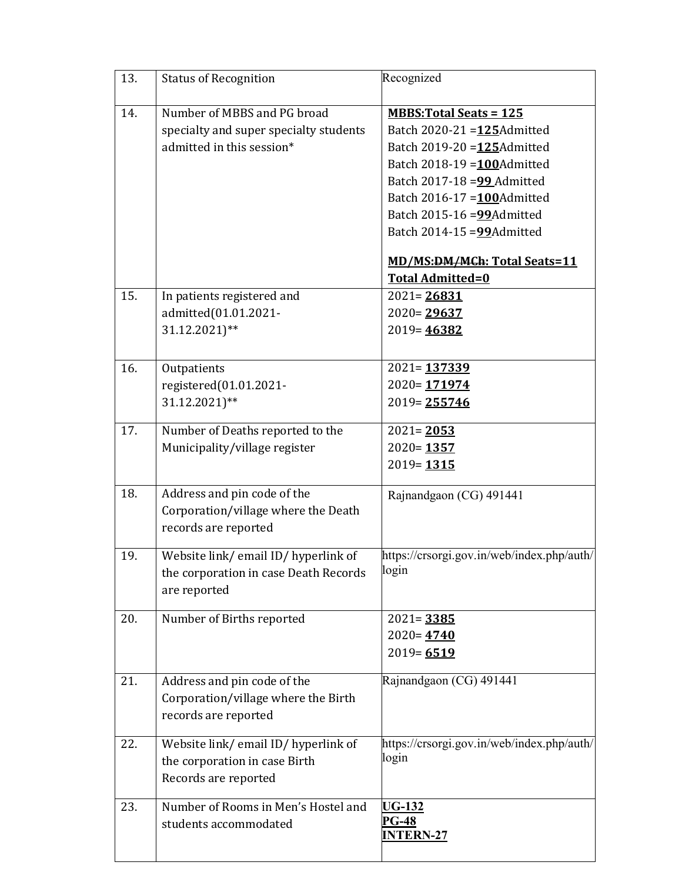| 13. | Status of Recognition | Recognized |
|---|---|---|
| 14. | Number of MBBS and PG broad specialty and super specialty students admitted in this session* | **MBBS:Total Seats = 125**<br>Batch 2020-21 =**125**Admitted<br>Batch 2019-20 =**125**Admitted<br>Batch 2018-19 =**100**Admitted<br>Batch 2017-18 =**99** Admitted<br>Batch 2016-17 =**100**Admitted<br>Batch 2015-16 =**99**Admitted<br>Batch 2014-15 =**99**Admitted<br><br>**MD/MS:~~DM/MCh~~: Total Seats=11**<br>**Total Admitted=0** |
| 15. | In patients registered and admitted(01.01.2021-31.12.2021)** | 2021= **26831**<br>2020= **29637**<br>2019= **46382** |
| 16. | Outpatients registered(01.01.2021-31.12.2021)** | 2021= **137339**<br>2020= **171974**<br>2019= **255746** |
| 17. | Number of Deaths reported to the Municipality/village register | 2021= **2053**<br>2020= **1357**<br>2019= **1315** |
| 18. | Address and pin code of the Corporation/village where the Death records are reported | Rajnandgaon (CG) 491441 |
| 19. | Website link/ email ID/ hyperlink of the corporation in case Death Records are reported | https://crsorgi.gov.in/web/index.php/auth/login |
| 20. | Number of Births reported | 2021= **3385**<br>2020= **4740**<br>2019= **6519** |
| 21. | Address and pin code of the Corporation/village where the Birth records are reported | Rajnandgaon (CG) 491441 |
| 22. | Website link/ email ID/ hyperlink of the corporation in case Birth Records are reported | https://crsorgi.gov.in/web/index.php/auth/login |
| 23. | Number of Rooms in Men's Hostel and students accommodated | **UG-132**<br>**PG-48**<br>**INTERN-27** |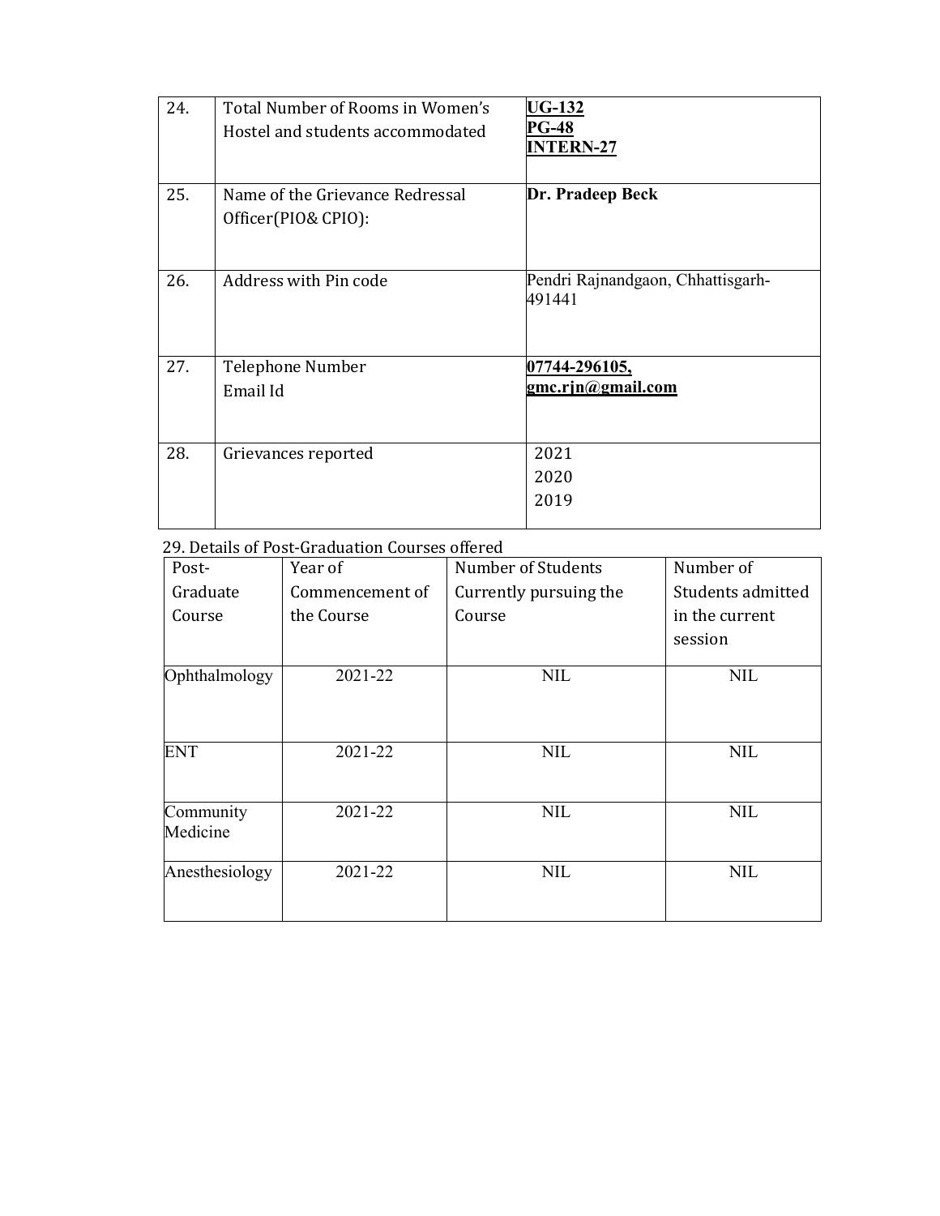| | | |
|---|---|---|
| 24. | Total Number of Rooms in Women's Hostel and students accommodated | **UG-132**<br>**PG-48**<br>**INTERN-27** |
| 25. | Name of the Grievance Redressal Officer(PIO& CPIO): | **Dr. Pradeep Beck** |
| 26. | Address with Pin code | Pendri Rajnandgaon, Chhattisgarh-491441 |
| 27. | Telephone Number<br>Email Id | **07744-296105,**<br>**gmc.rjn@gmail.com** |
| 28. | Grievances reported | 2021<br>2020<br>2019 |

29. Details of Post-Graduation Courses offered

| Post-Graduate Course | Year of Commencement of the Course | Number of Students Currently pursuing the Course | Number of Students admitted in the current session |
|---|---|---|---|
| Ophthalmology | 2021-22 | NIL | NIL |
| ENT | 2021-22 | NIL | NIL |
| Community Medicine | 2021-22 | NIL | NIL |
| Anesthesiology | 2021-22 | NIL | NIL |